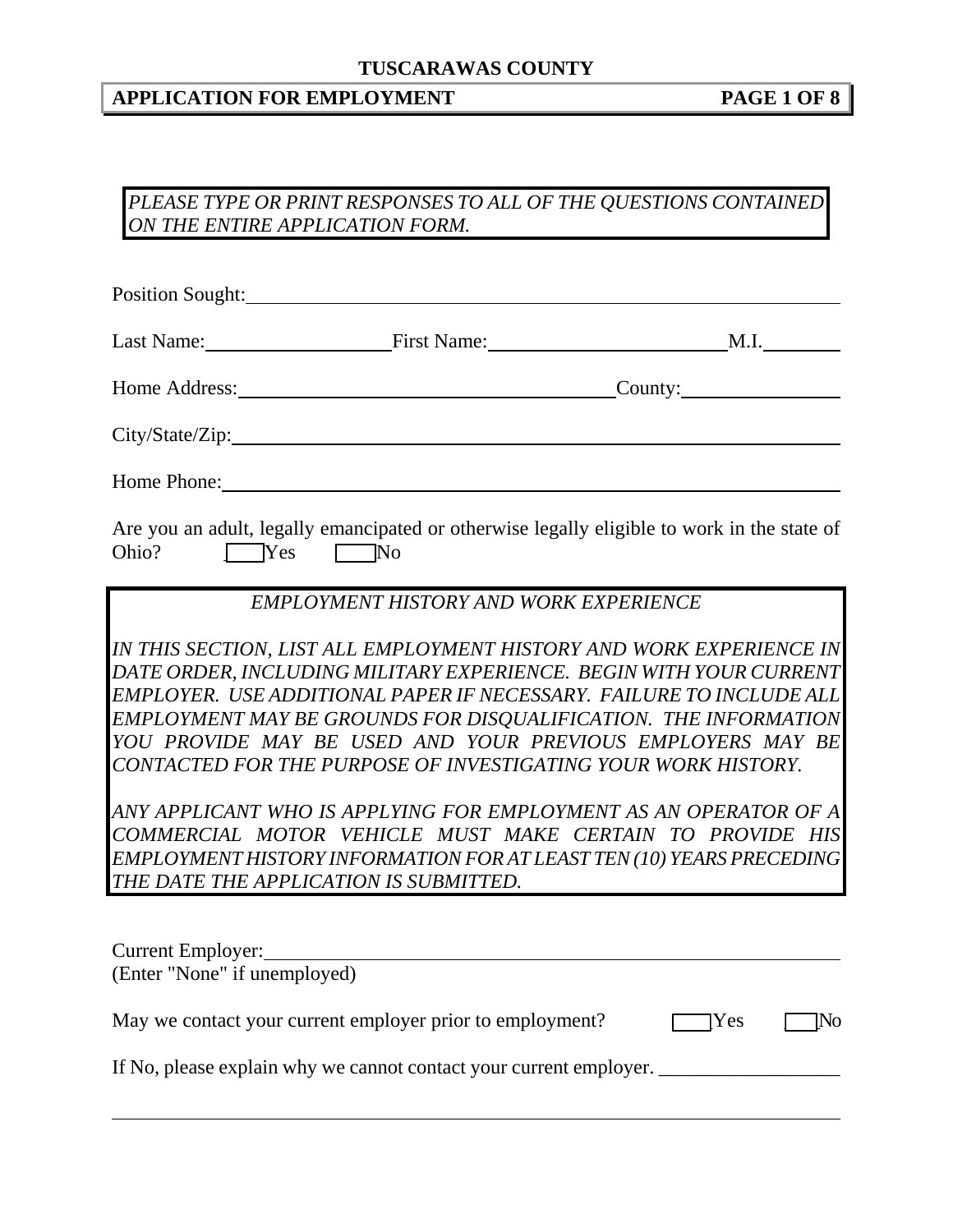# TUSCARAWAS COUNTY

## APPLICATION FOR EMPLOYMENT

*PLEASE TYPE OR PRINT RESPONSES TO ALL OF THE QUESTIONS CONTAINED ON THE ENTIRE APPLICATION FORM.*

Position Sought: ____________________

Last Name: ____________________ First Name: ____________________ M.I. ________

Home Address: ____________________ County: ____________________

City/State/Zip: ____________________

Home Phone: ____________________

Are you an adult, legally emancipated or otherwise legally eligible to work in the state of Ohio? ☐ Yes ☐ No

*EMPLOYMENT HISTORY AND WORK EXPERIENCE*

*IN THIS SECTION, LIST ALL EMPLOYMENT HISTORY AND WORK EXPERIENCE IN DATE ORDER, INCLUDING MILITARY EXPERIENCE. BEGIN WITH YOUR CURRENT EMPLOYER. USE ADDITIONAL PAPER IF NECESSARY. FAILURE TO INCLUDE ALL EMPLOYMENT MAY BE GROUNDS FOR DISQUALIFICATION. THE INFORMATION YOU PROVIDE MAY BE USED AND YOUR PREVIOUS EMPLOYERS MAY BE CONTACTED FOR THE PURPOSE OF INVESTIGATING YOUR WORK HISTORY.*

*ANY APPLICANT WHO IS APPLYING FOR EMPLOYMENT AS AN OPERATOR OF A COMMERCIAL MOTOR VEHICLE MUST MAKE CERTAIN TO PROVIDE HIS EMPLOYMENT HISTORY INFORMATION FOR AT LEAST TEN (10) YEARS PRECEDING THE DATE THE APPLICATION IS SUBMITTED.*

Current Employer: ____________________
(Enter "None" if unemployed)

May we contact your current employer prior to employment? ☐ Yes ☐ No

If No, please explain why we cannot contact your current employer. ____________________

____________________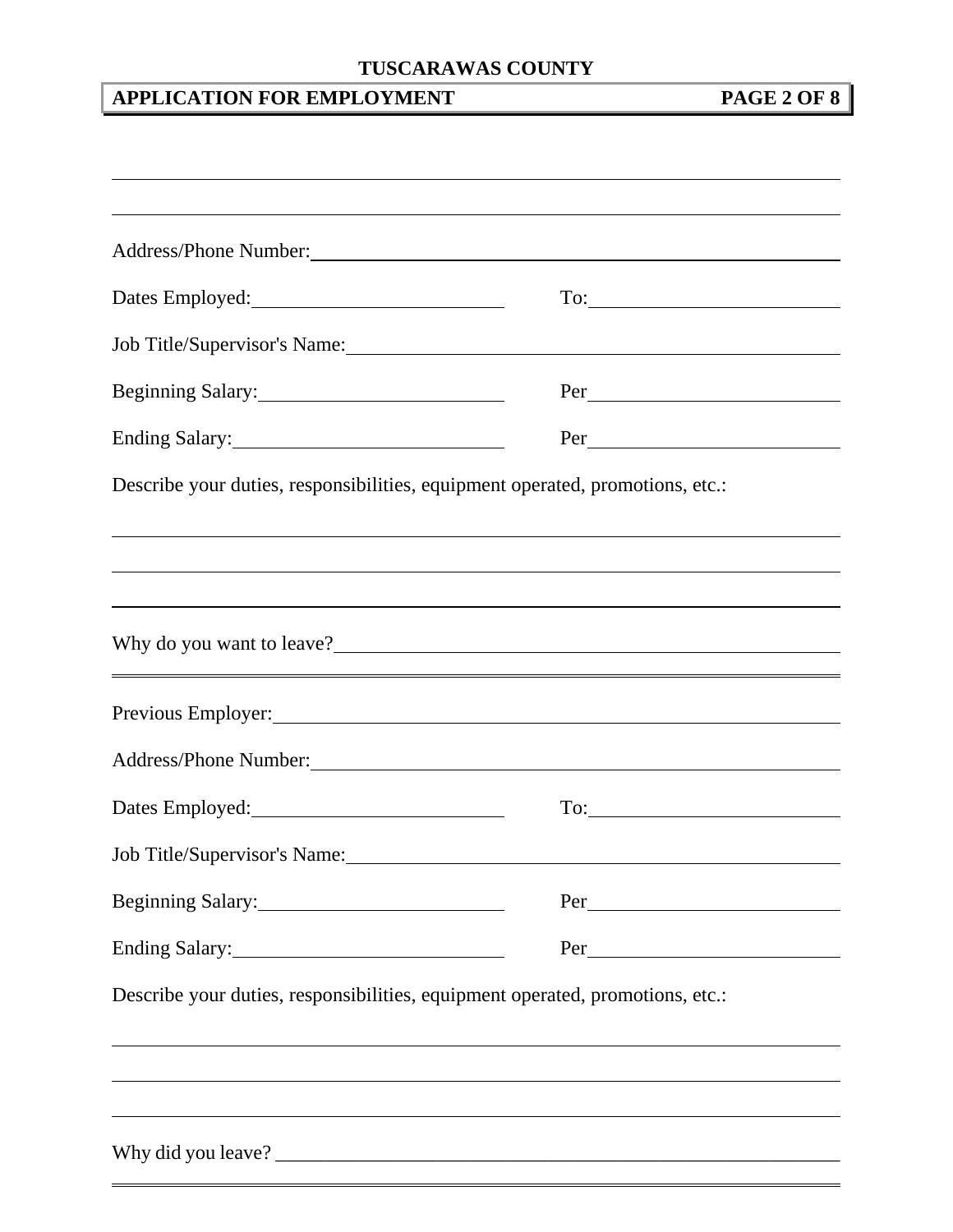Address/Phone Number: ______________________________________________

Dates Employed: ____________________ To: ____________________

Job Title/Supervisor's Name: ______________________________________

Beginning Salary: ____________________ Per ____________________

Ending Salary: ____________________ Per ____________________

Describe your duties, responsibilities, equipment operated, promotions, etc.:

Why do you want to leave? ______________________________________

---

Previous Employer: ______________________________________________

Address/Phone Number: ______________________________________________

Dates Employed: ____________________ To: ____________________

Job Title/Supervisor's Name: ______________________________________

Beginning Salary: ____________________ Per ____________________

Ending Salary: ____________________ Per ____________________

Describe your duties, responsibilities, equipment operated, promotions, etc.:

Why did you leave? ______________________________________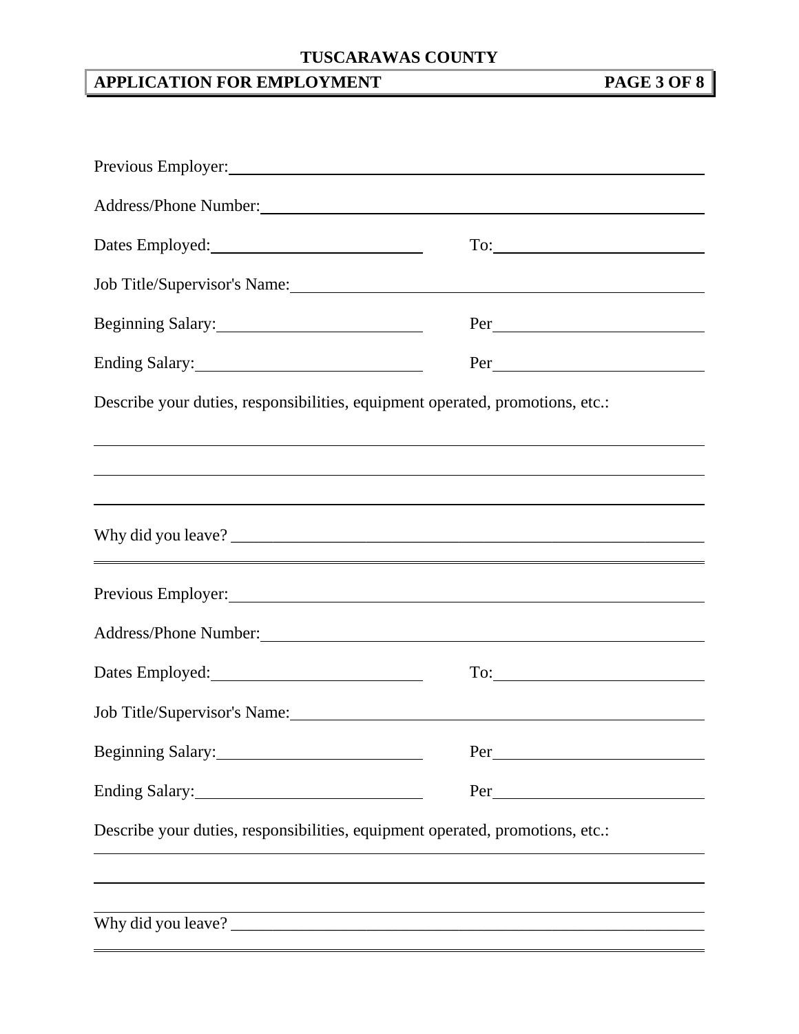Previous Employer: ______________________________________________

Address/Phone Number: ______________________________________________

Dates Employed: ____________________ To: ____________________

Job Title/Supervisor's Name: ______________________________________________

Beginning Salary: ____________________ Per ____________________

Ending Salary: ____________________ Per ____________________

Describe your duties, responsibilities, equipment operated, promotions, etc.:

______________________________________________

______________________________________________

______________________________________________

Why did you leave? ______________________________________________

---

Previous Employer: ______________________________________________

Address/Phone Number: ______________________________________________

Dates Employed: ____________________ To: ____________________

Job Title/Supervisor's Name: ______________________________________________

Beginning Salary: ____________________ Per ____________________

Ending Salary: ____________________ Per ____________________

Describe your duties, responsibilities, equipment operated, promotions, etc.:

______________________________________________

______________________________________________

______________________________________________

Why did you leave? ______________________________________________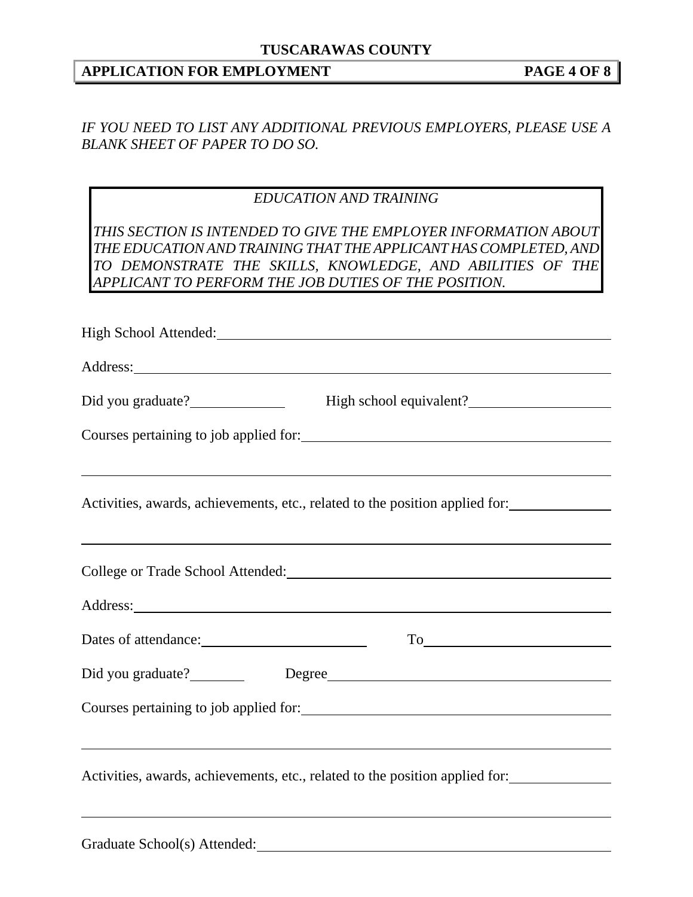*IF YOU NEED TO LIST ANY ADDITIONAL PREVIOUS EMPLOYERS, PLEASE USE A BLANK SHEET OF PAPER TO DO SO.*

## *EDUCATION AND TRAINING*

*THIS SECTION IS INTENDED TO GIVE THE EMPLOYER INFORMATION ABOUT THE EDUCATION AND TRAINING THAT THE APPLICANT HAS COMPLETED, AND TO DEMONSTRATE THE SKILLS, KNOWLEDGE, AND ABILITIES OF THE APPLICANT TO PERFORM THE JOB DUTIES OF THE POSITION.*

High School Attended: ______________________________

Address: ______________________________

Did you graduate? __________ High school equivalent? __________

Courses pertaining to job applied for: ______________________________

______________________________

Activities, awards, achievements, etc., related to the position applied for: __________

______________________________

College or Trade School Attended: ______________________________

Address: ______________________________

Dates of attendance: __________ To __________

Did you graduate? ______ Degree ______________________________

Courses pertaining to job applied for: ______________________________

______________________________

Activities, awards, achievements, etc., related to the position applied for: __________

______________________________

Graduate School(s) Attended: ______________________________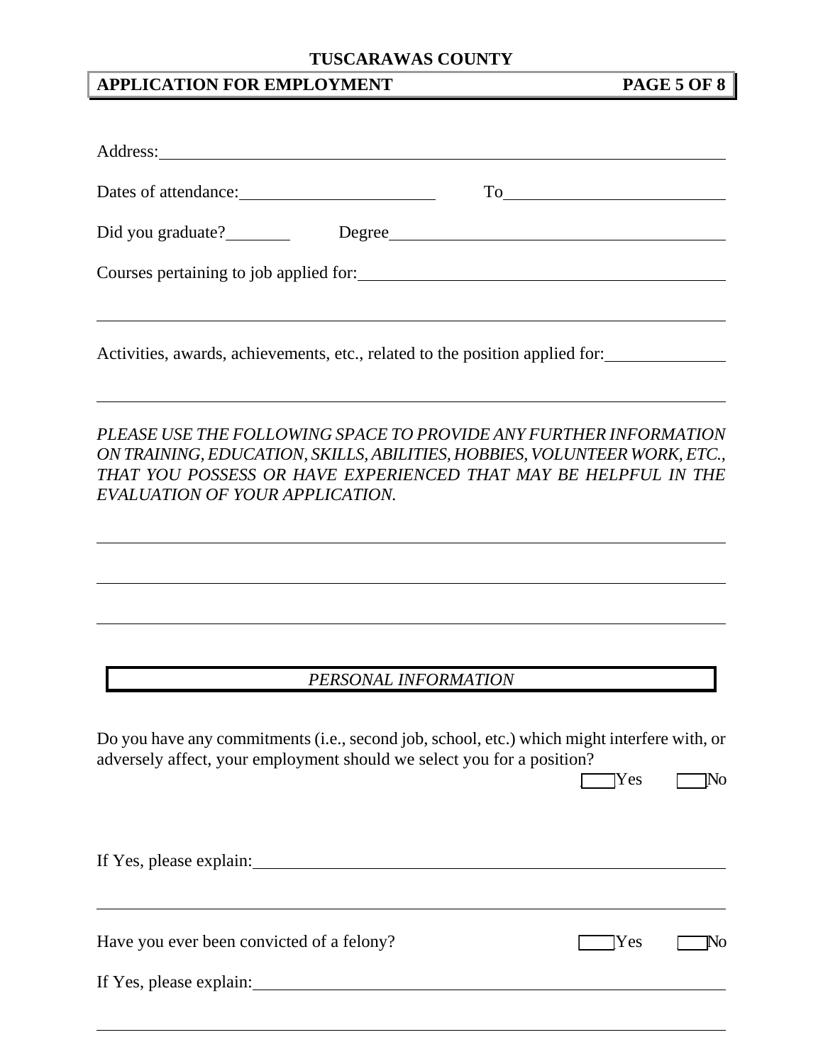Address: \_\_\_\_\_\_\_\_\_\_\_\_\_\_\_\_\_\_\_\_\_\_\_\_\_\_\_\_\_\_\_\_\_\_\_\_\_\_\_\_

Dates of attendance: \_\_\_\_\_\_\_\_\_\_\_\_\_\_\_\_\_\_ To \_\_\_\_\_\_\_\_\_\_\_\_\_\_\_\_\_\_

Did you graduate? \_\_\_\_\_\_ Degree \_\_\_\_\_\_\_\_\_\_\_\_\_\_\_\_\_\_\_\_\_\_\_\_\_\_

Courses pertaining to job applied for: \_\_\_\_\_\_\_\_\_\_\_\_\_\_\_\_\_\_\_\_\_\_\_\_\_\_\_\_

\_\_\_\_\_\_\_\_\_\_\_\_\_\_\_\_\_\_\_\_\_\_\_\_\_\_\_\_\_\_\_\_\_\_\_\_\_\_\_\_\_\_\_\_\_\_\_\_\_\_\_\_\_\_

Activities, awards, achievements, etc., related to the position applied for: \_\_\_\_\_\_\_\_\_\_

\_\_\_\_\_\_\_\_\_\_\_\_\_\_\_\_\_\_\_\_\_\_\_\_\_\_\_\_\_\_\_\_\_\_\_\_\_\_\_\_\_\_\_\_\_\_\_\_\_\_\_\_\_\_

*PLEASE USE THE FOLLOWING SPACE TO PROVIDE ANY FURTHER INFORMATION ON TRAINING, EDUCATION, SKILLS, ABILITIES, HOBBIES, VOLUNTEER WORK, ETC., THAT YOU POSSESS OR HAVE EXPERIENCED THAT MAY BE HELPFUL IN THE EVALUATION OF YOUR APPLICATION.*

\_\_\_\_\_\_\_\_\_\_\_\_\_\_\_\_\_\_\_\_\_\_\_\_\_\_\_\_\_\_\_\_\_\_\_\_\_\_\_\_\_\_\_\_\_\_\_\_\_\_\_\_\_\_

\_\_\_\_\_\_\_\_\_\_\_\_\_\_\_\_\_\_\_\_\_\_\_\_\_\_\_\_\_\_\_\_\_\_\_\_\_\_\_\_\_\_\_\_\_\_\_\_\_\_\_\_\_\_

\_\_\_\_\_\_\_\_\_\_\_\_\_\_\_\_\_\_\_\_\_\_\_\_\_\_\_\_\_\_\_\_\_\_\_\_\_\_\_\_\_\_\_\_\_\_\_\_\_\_\_\_\_\_

## *PERSONAL INFORMATION*

Do you have any commitments (i.e., second job, school, etc.) which might interfere with, or adversely affect, your employment should we select you for a position?

☐ Yes ☐ No

If Yes, please explain: \_\_\_\_\_\_\_\_\_\_\_\_\_\_\_\_\_\_\_\_\_\_\_\_\_\_\_\_\_\_\_\_\_\_\_\_

\_\_\_\_\_\_\_\_\_\_\_\_\_\_\_\_\_\_\_\_\_\_\_\_\_\_\_\_\_\_\_\_\_\_\_\_\_\_\_\_\_\_\_\_\_\_\_\_\_\_\_\_\_\_

Have you ever been convicted of a felony? ☐ Yes ☐ No

If Yes, please explain: \_\_\_\_\_\_\_\_\_\_\_\_\_\_\_\_\_\_\_\_\_\_\_\_\_\_\_\_\_\_\_\_\_\_\_\_

\_\_\_\_\_\_\_\_\_\_\_\_\_\_\_\_\_\_\_\_\_\_\_\_\_\_\_\_\_\_\_\_\_\_\_\_\_\_\_\_\_\_\_\_\_\_\_\_\_\_\_\_\_\_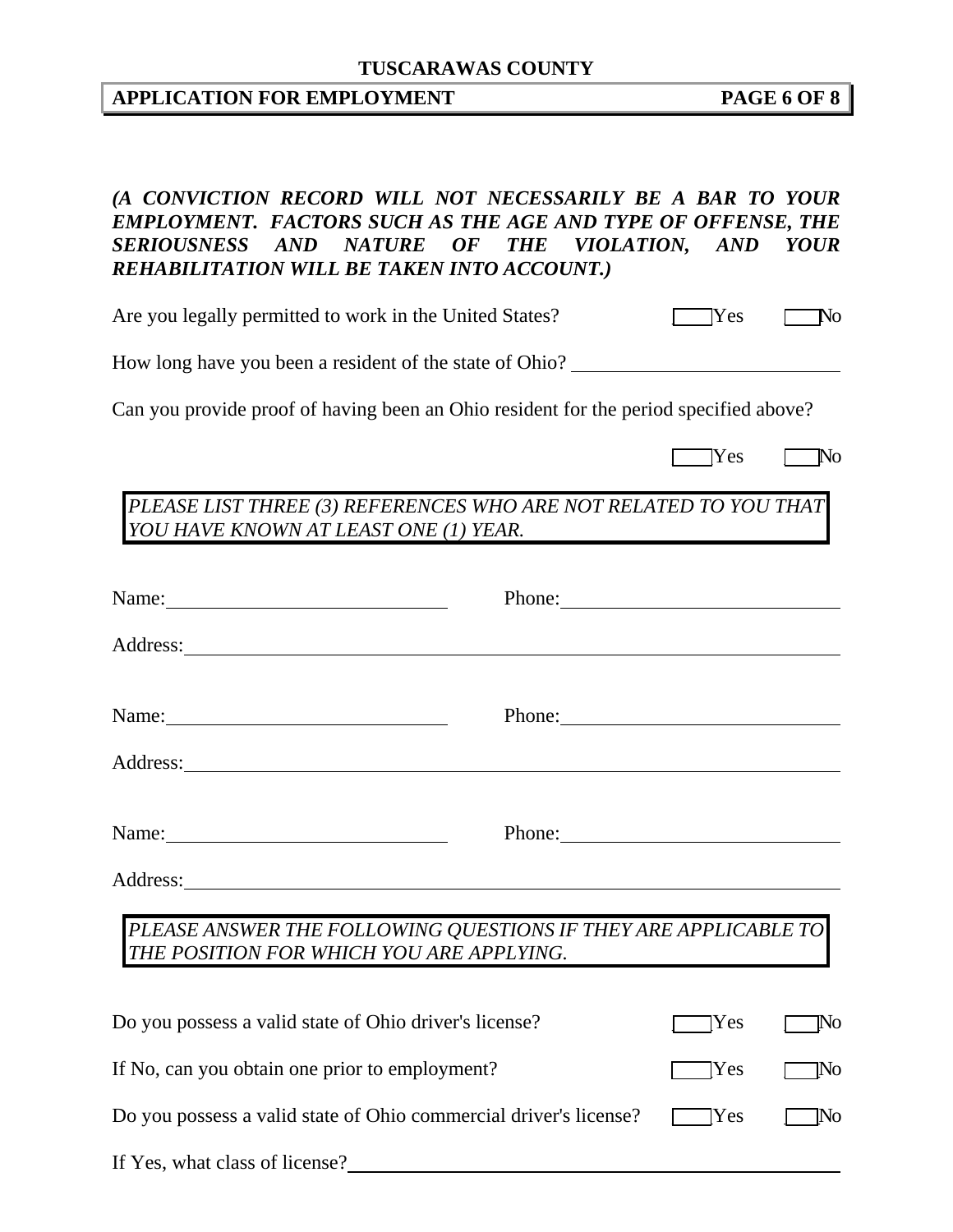***(A CONVICTION RECORD WILL NOT NECESSARILY BE A BAR TO YOUR EMPLOYMENT. FACTORS SUCH AS THE AGE AND TYPE OF OFFENSE, THE SERIOUSNESS AND NATURE OF THE VIOLATION, AND YOUR REHABILITATION WILL BE TAKEN INTO ACCOUNT.)***

Are you legally permitted to work in the United States? ☐ Yes ☐ No

How long have you been a resident of the state of Ohio? ____________________

Can you provide proof of having been an Ohio resident for the period specified above?

☐ Yes ☐ No

*PLEASE LIST THREE (3) REFERENCES WHO ARE NOT RELATED TO YOU THAT YOU HAVE KNOWN AT LEAST ONE (1) YEAR.*

Name: ____________________ Phone: ____________________

Address: ________________________________________

Name: ____________________ Phone: ____________________

Address: ________________________________________

Name: ____________________ Phone: ____________________

Address: ________________________________________

*PLEASE ANSWER THE FOLLOWING QUESTIONS IF THEY ARE APPLICABLE TO THE POSITION FOR WHICH YOU ARE APPLYING.*

Do you possess a valid state of Ohio driver's license? ☐ Yes ☐ No

If No, can you obtain one prior to employment? ☐ Yes ☐ No

Do you possess a valid state of Ohio commercial driver's license? ☐ Yes ☐ No

If Yes, what class of license? ________________________________________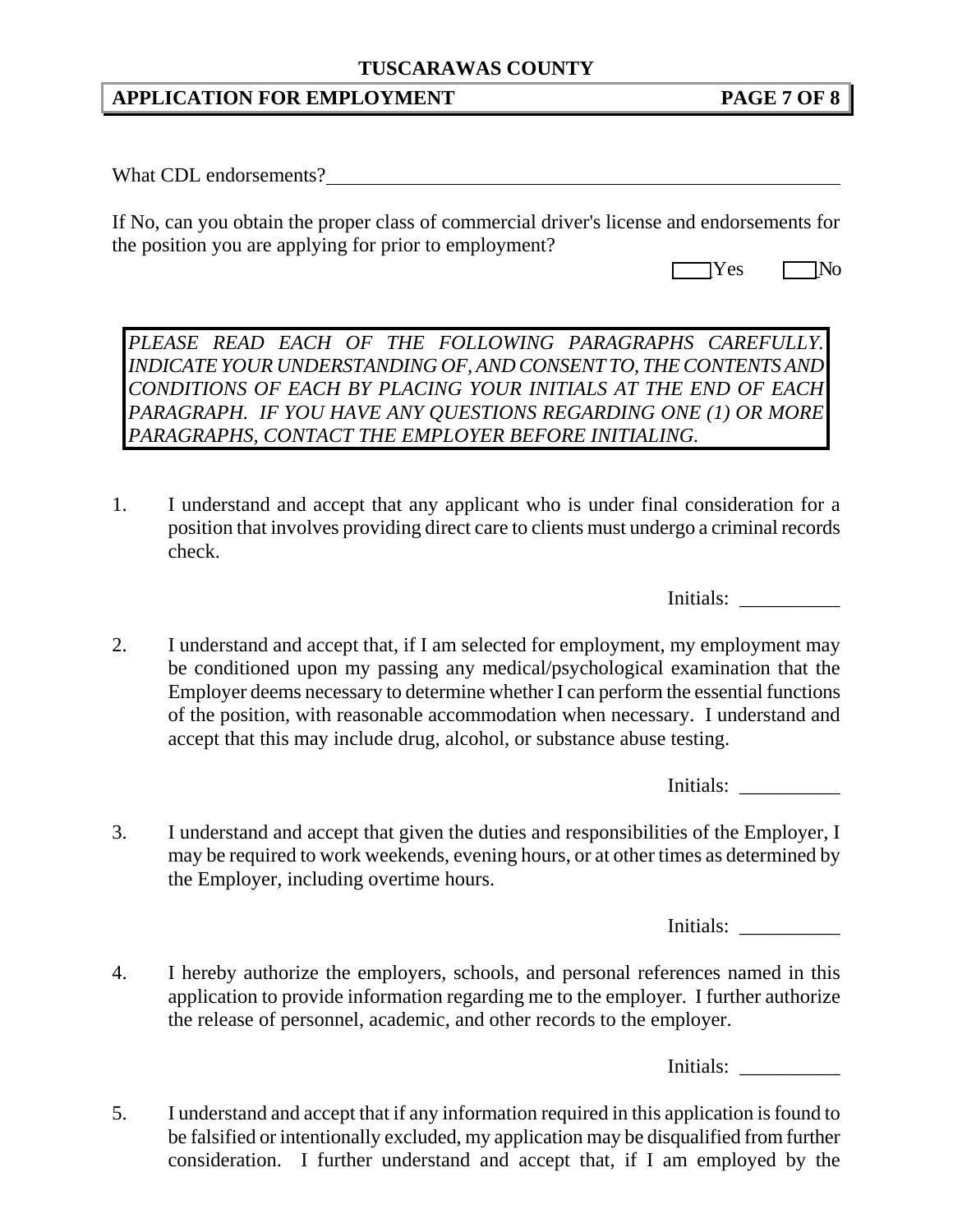What CDL endorsements?\_\_\_\_\_\_\_\_\_\_\_\_\_\_\_\_\_\_\_\_\_\_\_\_\_\_\_\_\_\_\_\_\_\_\_\_\_\_\_\_\_\_\_\_

If No, can you obtain the proper class of commercial driver's license and endorsements for the position you are applying for prior to employment?

☐ Yes ☐ No

*PLEASE READ EACH OF THE FOLLOWING PARAGRAPHS CAREFULLY. INDICATE YOUR UNDERSTANDING OF, AND CONSENT TO, THE CONTENTS AND CONDITIONS OF EACH BY PLACING YOUR INITIALS AT THE END OF EACH PARAGRAPH. IF YOU HAVE ANY QUESTIONS REGARDING ONE (1) OR MORE PARAGRAPHS, CONTACT THE EMPLOYER BEFORE INITIALING.*

1. I understand and accept that any applicant who is under final consideration for a position that involves providing direct care to clients must undergo a criminal records check.

   Initials: __________

2. I understand and accept that, if I am selected for employment, my employment may be conditioned upon my passing any medical/psychological examination that the Employer deems necessary to determine whether I can perform the essential functions of the position, with reasonable accommodation when necessary. I understand and accept that this may include drug, alcohol, or substance abuse testing.

   Initials: __________

3. I understand and accept that given the duties and responsibilities of the Employer, I may be required to work weekends, evening hours, or at other times as determined by the Employer, including overtime hours.

   Initials: __________

4. I hereby authorize the employers, schools, and personal references named in this application to provide information regarding me to the employer. I further authorize the release of personnel, academic, and other records to the employer.

   Initials: __________

5. I understand and accept that if any information required in this application is found to be falsified or intentionally excluded, my application may be disqualified from further consideration. I further understand and accept that, if I am employed by the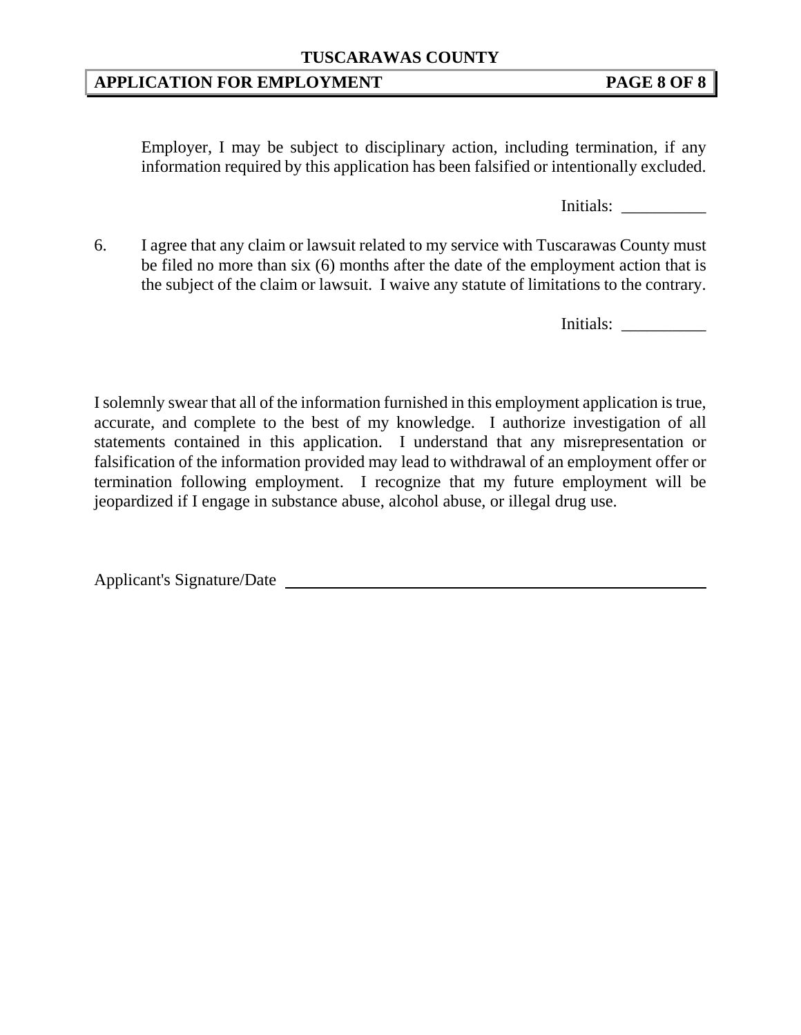Employer, I may be subject to disciplinary action, including termination, if any information required by this application has been falsified or intentionally excluded.

Initials: __________

6. I agree that any claim or lawsuit related to my service with Tuscarawas County must be filed no more than six (6) months after the date of the employment action that is the subject of the claim or lawsuit. I waive any statute of limitations to the contrary.

Initials: __________

I solemnly swear that all of the information furnished in this employment application is true, accurate, and complete to the best of my knowledge. I authorize investigation of all statements contained in this application. I understand that any misrepresentation or falsification of the information provided may lead to withdrawal of an employment offer or termination following employment. I recognize that my future employment will be jeopardized if I engage in substance abuse, alcohol abuse, or illegal drug use.

Applicant's Signature/Date ______________________________________________